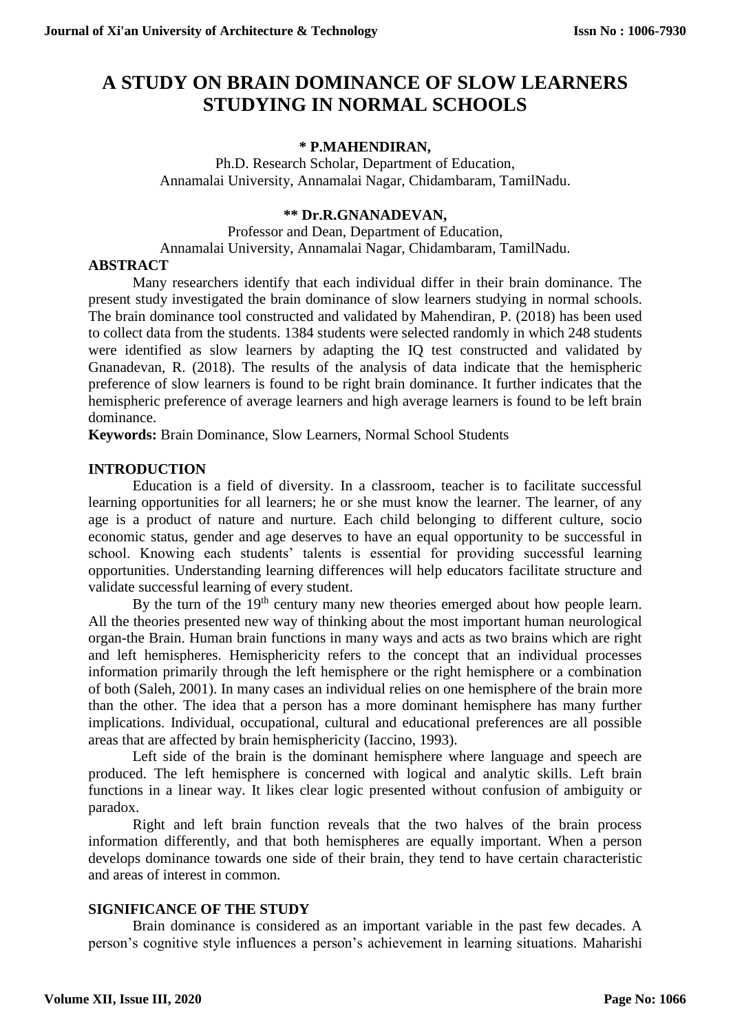# A STUDY ON BRAIN DOMINANCE OF SLOW LEARNERS STUDYING IN NORMAL SCHOOLS

**\* P.MAHENDIRAN,**

Ph.D. Research Scholar, Department of Education,
Annamalai University, Annamalai Nagar, Chidambaram, TamilNadu.

**\*\* Dr.R.GNANADEVAN,**

Professor and Dean, Department of Education,
Annamalai University, Annamalai Nagar, Chidambaram, TamilNadu.

## ABSTRACT

Many researchers identify that each individual differ in their brain dominance. The present study investigated the brain dominance of slow learners studying in normal schools. The brain dominance tool constructed and validated by Mahendiran, P. (2018) has been used to collect data from the students. 1384 students were selected randomly in which 248 students were identified as slow learners by adapting the IQ test constructed and validated by Gnanadevan, R. (2018). The results of the analysis of data indicate that the hemispheric preference of slow learners is found to be right brain dominance. It further indicates that the hemispheric preference of average learners and high average learners is found to be left brain dominance.

**Keywords:** Brain Dominance, Slow Learners, Normal School Students

## INTRODUCTION

Education is a field of diversity. In a classroom, teacher is to facilitate successful learning opportunities for all learners; he or she must know the learner. The learner, of any age is a product of nature and nurture. Each child belonging to different culture, socio economic status, gender and age deserves to have an equal opportunity to be successful in school. Knowing each students' talents is essential for providing successful learning opportunities. Understanding learning differences will help educators facilitate structure and validate successful learning of every student.

By the turn of the 19th century many new theories emerged about how people learn. All the theories presented new way of thinking about the most important human neurological organ-the Brain. Human brain functions in many ways and acts as two brains which are right and left hemispheres. Hemisphericity refers to the concept that an individual processes information primarily through the left hemisphere or the right hemisphere or a combination of both (Saleh, 2001). In many cases an individual relies on one hemisphere of the brain more than the other. The idea that a person has a more dominant hemisphere has many further implications. Individual, occupational, cultural and educational preferences are all possible areas that are affected by brain hemisphericity (Iaccino, 1993).

Left side of the brain is the dominant hemisphere where language and speech are produced. The left hemisphere is concerned with logical and analytic skills. Left brain functions in a linear way. It likes clear logic presented without confusion of ambiguity or paradox.

Right and left brain function reveals that the two halves of the brain process information differently, and that both hemispheres are equally important. When a person develops dominance towards one side of their brain, they tend to have certain characteristic and areas of interest in common.

## SIGNIFICANCE OF THE STUDY

Brain dominance is considered as an important variable in the past few decades. A person's cognitive style influences a person's achievement in learning situations. Maharishi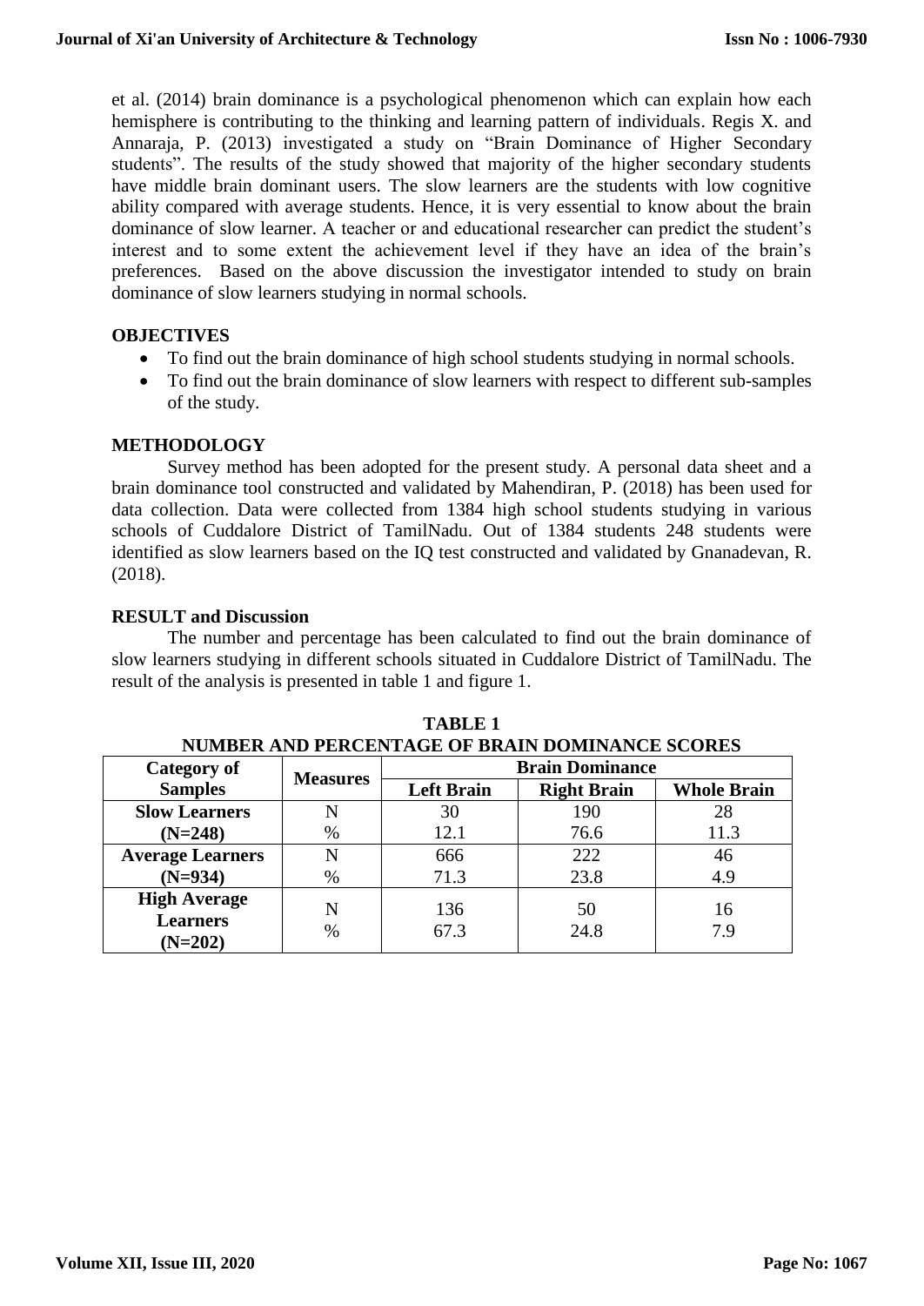et al. (2014) brain dominance is a psychological phenomenon which can explain how each hemisphere is contributing to the thinking and learning pattern of individuals. Regis X. and Annaraja, P. (2013) investigated a study on "Brain Dominance of Higher Secondary students". The results of the study showed that majority of the higher secondary students have middle brain dominant users. The slow learners are the students with low cognitive ability compared with average students. Hence, it is very essential to know about the brain dominance of slow learner. A teacher or and educational researcher can predict the student's interest and to some extent the achievement level if they have an idea of the brain's preferences. Based on the above discussion the investigator intended to study on brain dominance of slow learners studying in normal schools.

## OBJECTIVES

- To find out the brain dominance of high school students studying in normal schools.
- To find out the brain dominance of slow learners with respect to different sub-samples of the study.

## METHODOLOGY

Survey method has been adopted for the present study. A personal data sheet and a brain dominance tool constructed and validated by Mahendiran, P. (2018) has been used for data collection. Data were collected from 1384 high school students studying in various schools of Cuddalore District of TamilNadu. Out of 1384 students 248 students were identified as slow learners based on the IQ test constructed and validated by Gnanadevan, R. (2018).

## RESULT and Discussion

The number and percentage has been calculated to find out the brain dominance of slow learners studying in different schools situated in Cuddalore District of TamilNadu. The result of the analysis is presented in table 1 and figure 1.

**TABLE 1**
**NUMBER AND PERCENTAGE OF BRAIN DOMINANCE SCORES**

| Category of Samples | Measures | Brain Dominance | | |
|---|---|---|---|---|
| | | Left Brain | Right Brain | Whole Brain |
| Slow Learners (N=248) | N | 30 | 190 | 28 |
| | % | 12.1 | 76.6 | 11.3 |
| Average Learners (N=934) | N | 666 | 222 | 46 |
| | % | 71.3 | 23.8 | 4.9 |
| High Average Learners (N=202) | N | 136 | 50 | 16 |
| | % | 67.3 | 24.8 | 7.9 |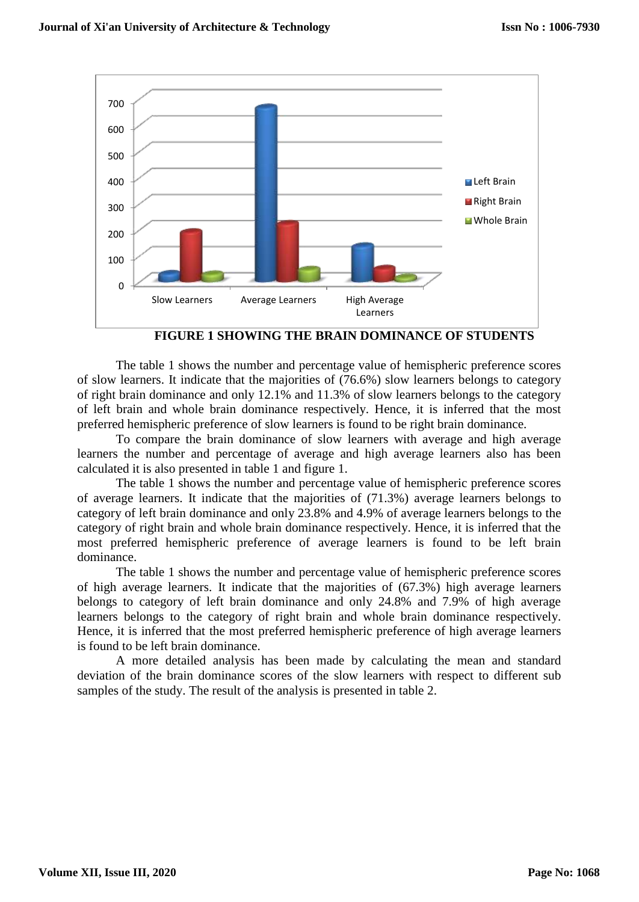FIGURE 1 SHOWING THE BRAIN DOMINANCE OF STUDENTS

The table 1 shows the number and percentage value of hemispheric preference scores of slow learners. It indicate that the majorities of (76.6%) slow learners belongs to category of right brain dominance and only 12.1% and 11.3% of slow learners belongs to the category of left brain and whole brain dominance respectively. Hence, it is inferred that the most preferred hemispheric preference of slow learners is found to be right brain dominance.

To compare the brain dominance of slow learners with average and high average learners the number and percentage of average and high average learners also has been calculated it is also presented in table 1 and figure 1.

The table 1 shows the number and percentage value of hemispheric preference scores of average learners. It indicate that the majorities of (71.3%) average learners belongs to category of left brain dominance and only 23.8% and 4.9% of average learners belongs to the category of right brain and whole brain dominance respectively. Hence, it is inferred that the most preferred hemispheric preference of average learners is found to be left brain dominance.

The table 1 shows the number and percentage value of hemispheric preference scores of high average learners. It indicate that the majorities of (67.3%) high average learners belongs to category of left brain dominance and only 24.8% and 7.9% of high average learners belongs to the category of right brain and whole brain dominance respectively. Hence, it is inferred that the most preferred hemispheric preference of high average learners is found to be left brain dominance.

A more detailed analysis has been made by calculating the mean and standard deviation of the brain dominance scores of the slow learners with respect to different sub samples of the study. The result of the analysis is presented in table 2.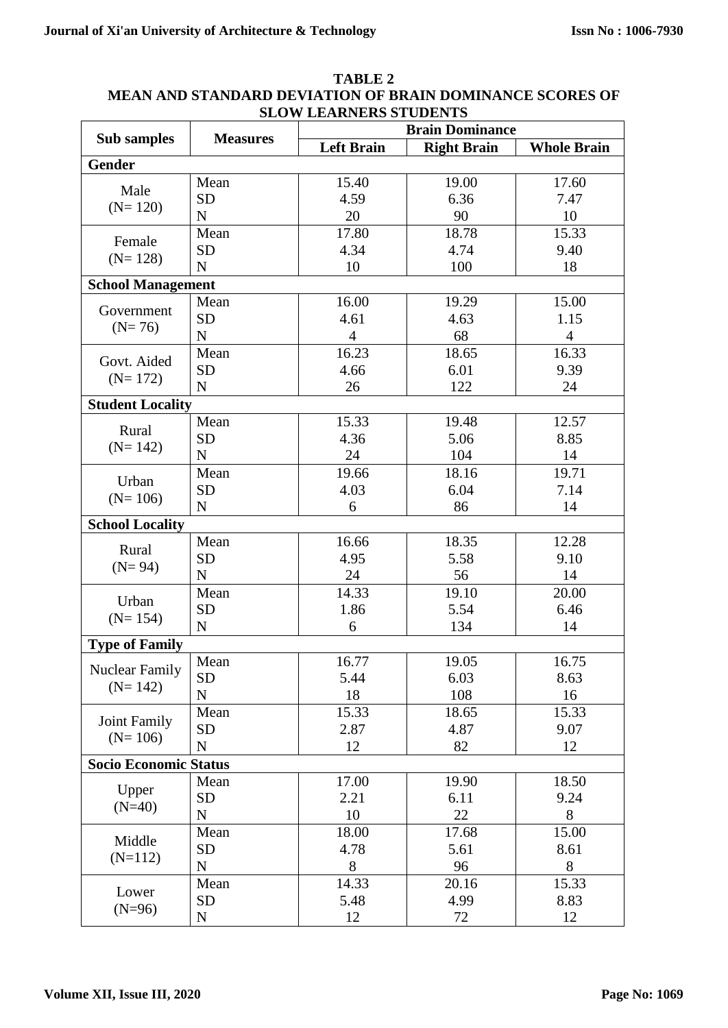**TABLE 2**

**MEAN AND STANDARD DEVIATION OF BRAIN DOMINANCE SCORES OF SLOW LEARNERS STUDENTS**

| Sub samples | Measures | Brain Dominance | | |
|---|---|---|---|---|
| | | Left Brain | Right Brain | Whole Brain |
| **Gender** | | | | |
| Male (N= 120) | Mean | 15.40 | 19.00 | 17.60 |
| | SD | 4.59 | 6.36 | 7.47 |
| | N | 20 | 90 | 10 |
| Female (N= 128) | Mean | 17.80 | 18.78 | 15.33 |
| | SD | 4.34 | 4.74 | 9.40 |
| | N | 10 | 100 | 18 |
| **School Management** | | | | |
| Government (N= 76) | Mean | 16.00 | 19.29 | 15.00 |
| | SD | 4.61 | 4.63 | 1.15 |
| | N | 4 | 68 | 4 |
| Govt. Aided (N= 172) | Mean | 16.23 | 18.65 | 16.33 |
| | SD | 4.66 | 6.01 | 9.39 |
| | N | 26 | 122 | 24 |
| **Student Locality** | | | | |
| Rural (N= 142) | Mean | 15.33 | 19.48 | 12.57 |
| | SD | 4.36 | 5.06 | 8.85 |
| | N | 24 | 104 | 14 |
| Urban (N= 106) | Mean | 19.66 | 18.16 | 19.71 |
| | SD | 4.03 | 6.04 | 7.14 |
| | N | 6 | 86 | 14 |
| **School Locality** | | | | |
| Rural (N= 94) | Mean | 16.66 | 18.35 | 12.28 |
| | SD | 4.95 | 5.58 | 9.10 |
| | N | 24 | 56 | 14 |
| Urban (N= 154) | Mean | 14.33 | 19.10 | 20.00 |
| | SD | 1.86 | 5.54 | 6.46 |
| | N | 6 | 134 | 14 |
| **Type of Family** | | | | |
| Nuclear Family (N= 142) | Mean | 16.77 | 19.05 | 16.75 |
| | SD | 5.44 | 6.03 | 8.63 |
| | N | 18 | 108 | 16 |
| Joint Family (N= 106) | Mean | 15.33 | 18.65 | 15.33 |
| | SD | 2.87 | 4.87 | 9.07 |
| | N | 12 | 82 | 12 |
| **Socio Economic Status** | | | | |
| Upper (N=40) | Mean | 17.00 | 19.90 | 18.50 |
| | SD | 2.21 | 6.11 | 9.24 |
| | N | 10 | 22 | 8 |
| Middle (N=112) | Mean | 18.00 | 17.68 | 15.00 |
| | SD | 4.78 | 5.61 | 8.61 |
| | N | 8 | 96 | 8 |
| Lower (N=96) | Mean | 14.33 | 20.16 | 15.33 |
| | SD | 5.48 | 4.99 | 8.83 |
| | N | 12 | 72 | 12 |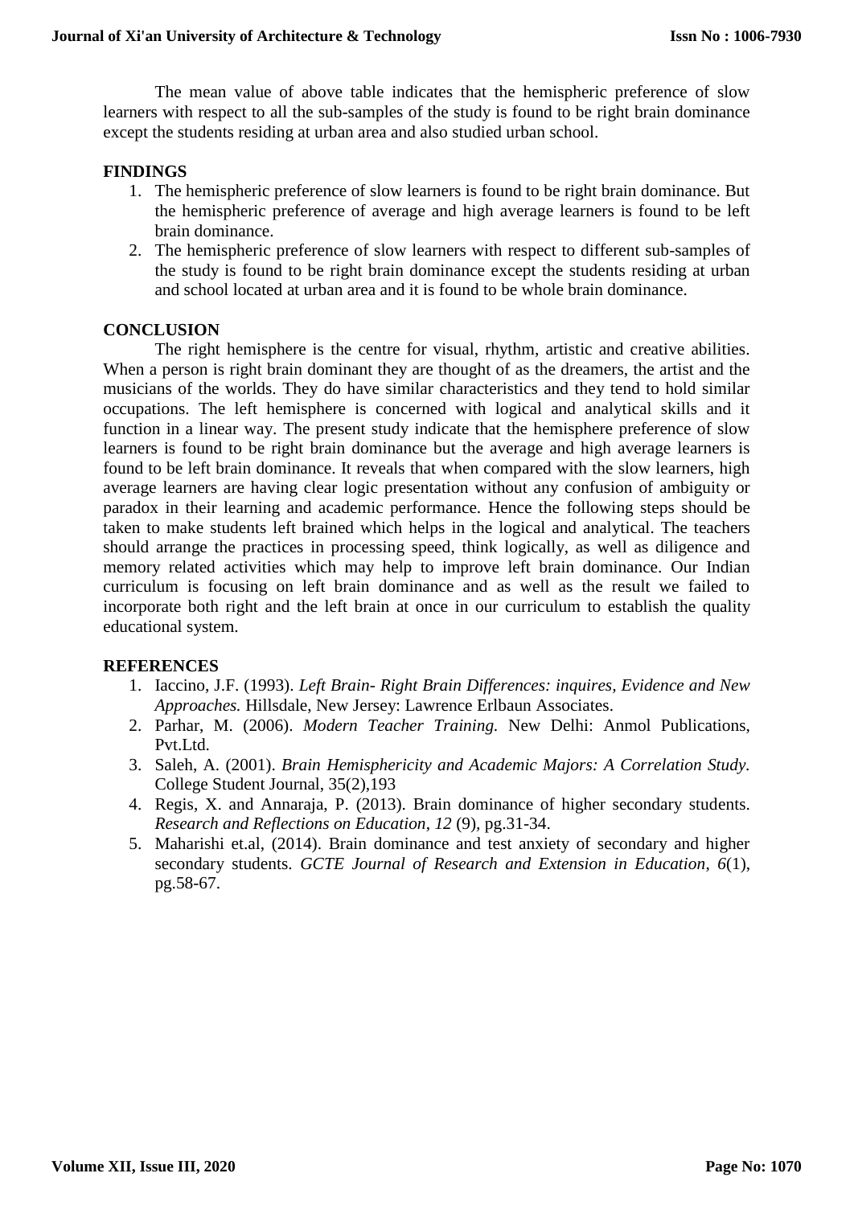The mean value of above table indicates that the hemispheric preference of slow learners with respect to all the sub-samples of the study is found to be right brain dominance except the students residing at urban area and also studied urban school.

## FINDINGS

1. The hemispheric preference of slow learners is found to be right brain dominance. But the hemispheric preference of average and high average learners is found to be left brain dominance.
2. The hemispheric preference of slow learners with respect to different sub-samples of the study is found to be right brain dominance except the students residing at urban and school located at urban area and it is found to be whole brain dominance.

## CONCLUSION

The right hemisphere is the centre for visual, rhythm, artistic and creative abilities. When a person is right brain dominant they are thought of as the dreamers, the artist and the musicians of the worlds. They do have similar characteristics and they tend to hold similar occupations. The left hemisphere is concerned with logical and analytical skills and it function in a linear way. The present study indicate that the hemisphere preference of slow learners is found to be right brain dominance but the average and high average learners is found to be left brain dominance. It reveals that when compared with the slow learners, high average learners are having clear logic presentation without any confusion of ambiguity or paradox in their learning and academic performance. Hence the following steps should be taken to make students left brained which helps in the logical and analytical. The teachers should arrange the practices in processing speed, think logically, as well as diligence and memory related activities which may help to improve left brain dominance. Our Indian curriculum is focusing on left brain dominance and as well as the result we failed to incorporate both right and the left brain at once in our curriculum to establish the quality educational system.

## REFERENCES

1. Iaccino, J.F. (1993). *Left Brain- Right Brain Differences: inquires, Evidence and New Approaches.* Hillsdale, New Jersey: Lawrence Erlbaun Associates.
2. Parhar, M. (2006). *Modern Teacher Training.* New Delhi: Anmol Publications, Pvt.Ltd.
3. Saleh, A. (2001). *Brain Hemisphericity and Academic Majors: A Correlation Study.* College Student Journal, 35(2),193
4. Regis, X. and Annaraja, P. (2013). Brain dominance of higher secondary students. *Research and Reflections on Education*, *12* (9), pg.31-34.
5. Maharishi et.al, (2014). Brain dominance and test anxiety of secondary and higher secondary students. *GCTE Journal of Research and Extension in Education*, *6*(1), pg.58-67.